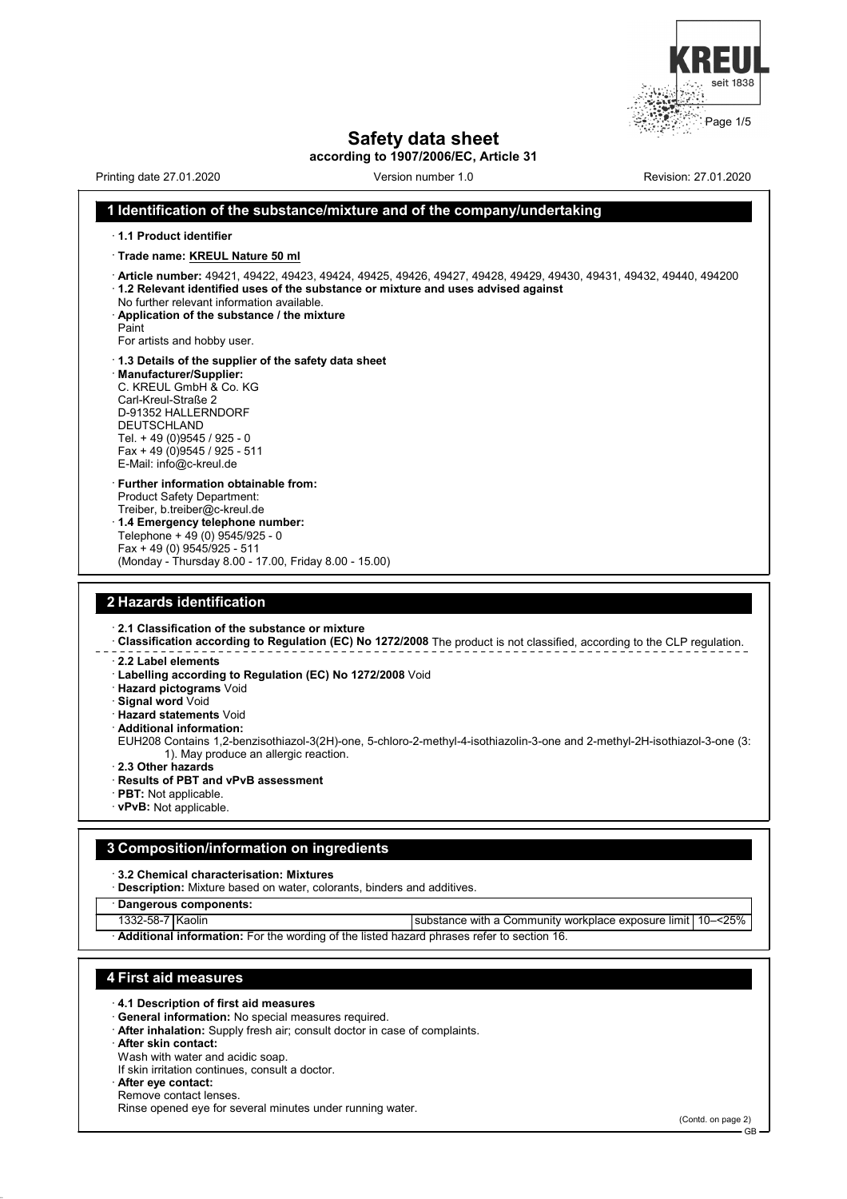# Safety data sheet

**according to 1907/2006/EC, Article 31**

Printing date 27.01.2020 Version number 1.0 Revision: 27.01.2020

## 1 Identification of the substance/mixture and of the company/undertaking

· **1.1 Product identifier**

· **Trade name: KREUL Nature 50 ml**

· **Article number:** 49421, 49422, 49423, 49424, 49425, 49426, 49427, 49428, 49429, 49430, 49431, 49432, 49440, 494200

· **1.2 Relevant identified uses of the substance or mixture and uses advised against**
No further relevant information available.

· **Application of the substance / the mixture**
Paint
For artists and hobby user.

· **1.3 Details of the supplier of the safety data sheet**

· **Manufacturer/Supplier:**
C. KREUL GmbH & Co. KG
Carl-Kreul-Straße 2
D-91352 HALLERNDORF
DEUTSCHLAND
Tel. + 49 (0)9545 / 925 - 0
Fax + 49 (0)9545 / 925 - 511
E-Mail: info@c-kreul.de

· **Further information obtainable from:**
Product Safety Department:
Treiber, b.treiber@c-kreul.de

· **1.4 Emergency telephone number:**
Telephone + 49 (0) 9545/925 - 0
Fax + 49 (0) 9545/925 - 511
(Monday - Thursday 8.00 - 17.00, Friday 8.00 - 15.00)

## 2 Hazards identification

· **2.1 Classification of the substance or mixture**

· **Classification according to Regulation (EC) No 1272/2008** The product is not classified, according to the CLP regulation.

· **2.2 Label elements**

· **Labelling according to Regulation (EC) No 1272/2008** Void

· **Hazard pictograms** Void

· **Signal word** Void

· **Hazard statements** Void

· **Additional information:**
EUH208 Contains 1,2-benzisothiazol-3(2H)-one, 5-chloro-2-methyl-4-isothiazolin-3-one and 2-methyl-2H-isothiazol-3-one (3:1). May produce an allergic reaction.

· **2.3 Other hazards**

· **Results of PBT and vPvB assessment**

· **PBT:** Not applicable.

· **vPvB:** Not applicable.

## 3 Composition/information on ingredients

· **3.2 Chemical characterisation: Mixtures**

· **Description:** Mixture based on water, colorants, binders and additives.

| · Dangerous components: | | | |
|---|---|---|---|
| 1332-58-7 | Kaolin | substance with a Community workplace exposure limit | 10–<25% |

· **Additional information:** For the wording of the listed hazard phrases refer to section 16.

## 4 First aid measures

· **4.1 Description of first aid measures**

· **General information:** No special measures required.

· **After inhalation:** Supply fresh air; consult doctor in case of complaints.

· **After skin contact:**
Wash with water and acidic soap.
If skin irritation continues, consult a doctor.

· **After eye contact:**
Remove contact lenses.
Rinse opened eye for several minutes under running water.

(Contd. on page 2)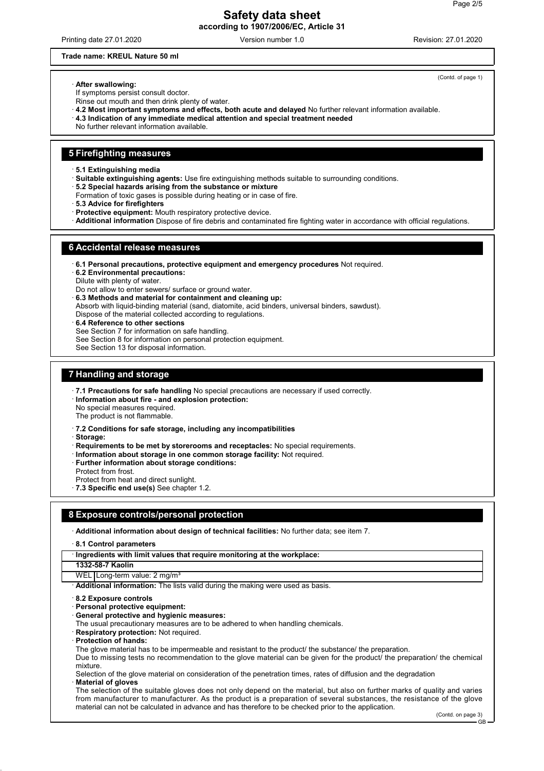**Trade name: KREUL Nature 50 ml**

(Contd. of page 1)

· **After swallowing:**
If symptoms persist consult doctor.
Rinse out mouth and then drink plenty of water.
· **4.2 Most important symptoms and effects, both acute and delayed** No further relevant information available.
· **4.3 Indication of any immediate medical attention and special treatment needed**
No further relevant information available.

## 5 Firefighting measures

· **5.1 Extinguishing media**
· **Suitable extinguishing agents:** Use fire extinguishing methods suitable to surrounding conditions.
· **5.2 Special hazards arising from the substance or mixture**
Formation of toxic gases is possible during heating or in case of fire.
· **5.3 Advice for firefighters**
· **Protective equipment:** Mouth respiratory protective device.
· **Additional information** Dispose of fire debris and contaminated fire fighting water in accordance with official regulations.

## 6 Accidental release measures

· **6.1 Personal precautions, protective equipment and emergency procedures** Not required.
· **6.2 Environmental precautions:**
Dilute with plenty of water.
Do not allow to enter sewers/ surface or ground water.
· **6.3 Methods and material for containment and cleaning up:**
Absorb with liquid-binding material (sand, diatomite, acid binders, universal binders, sawdust).
Dispose of the material collected according to regulations.
· **6.4 Reference to other sections**
See Section 7 for information on safe handling.
See Section 8 for information on personal protection equipment.
See Section 13 for disposal information.

## 7 Handling and storage

· **7.1 Precautions for safe handling** No special precautions are necessary if used correctly.
· **Information about fire - and explosion protection:**
No special measures required.
The product is not flammable.

· **7.2 Conditions for safe storage, including any incompatibilities**
· **Storage:**
· **Requirements to be met by storerooms and receptacles:** No special requirements.
· **Information about storage in one common storage facility:** Not required.
· **Further information about storage conditions:**
Protect from frost.
Protect from heat and direct sunlight.
· **7.3 Specific end use(s)** See chapter 1.2.

## 8 Exposure controls/personal protection

· **Additional information about design of technical facilities:** No further data; see item 7.

· **8.1 Control parameters**

| · Ingredients with limit values that require monitoring at the workplace: | |
|---|---|
| **1332-58-7 Kaolin** | |
| WEL | Long-term value: 2 mg/m³ |

· **Additional information:** The lists valid during the making were used as basis.

· **8.2 Exposure controls**
· **Personal protective equipment:**
· **General protective and hygienic measures:**
The usual precautionary measures are to be adhered to when handling chemicals.
· **Respiratory protection:** Not required.
· **Protection of hands:**
The glove material has to be impermeable and resistant to the product/ the substance/ the preparation.
Due to missing tests no recommendation to the glove material can be given for the product/ the preparation/ the chemical mixture.
Selection of the glove material on consideration of the penetration times, rates of diffusion and the degradation
· **Material of gloves**
The selection of the suitable gloves does not only depend on the material, but also on further marks of quality and varies from manufacturer to manufacturer. As the product is a preparation of several substances, the resistance of the glove material can not be calculated in advance and has therefore to be checked prior to the application.

(Contd. on page 3)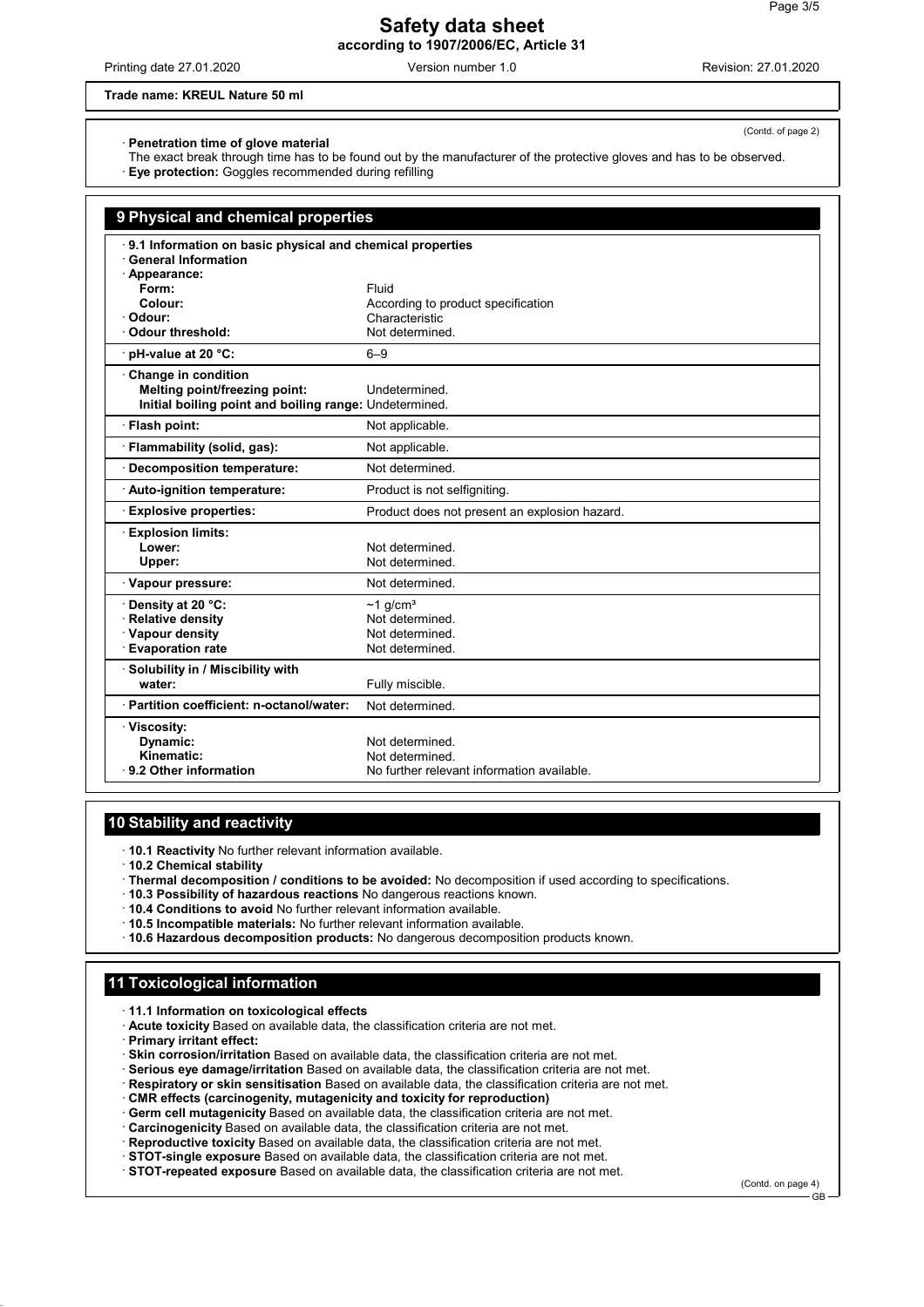Trade name: KREUL Nature 50 ml

(Contd. of page 2)

· **Penetration time of glove material**
The exact break through time has to be found out by the manufacturer of the protective gloves and has to be observed.
· **Eye protection:** Goggles recommended during refilling

## 9 Physical and chemical properties

| · 9.1 Information on basic physical and chemical properties | |
|---|---|
| · General Information | |
| · Appearance: | |
| Form: | Fluid |
| Colour: | According to product specification |
| · Odour: | Characteristic |
| · Odour threshold: | Not determined. |
| · pH-value at 20 °C: | 6–9 |
| · Change in condition | |
| Melting point/freezing point: | Undetermined. |
| Initial boiling point and boiling range: | Undetermined. |
| · Flash point: | Not applicable. |
| · Flammability (solid, gas): | Not applicable. |
| · Decomposition temperature: | Not determined. |
| · Auto-ignition temperature: | Product is not selfigniting. |
| · Explosive properties: | Product does not present an explosion hazard. |
| · Explosion limits: | |
| Lower: | Not determined. |
| Upper: | Not determined. |
| · Vapour pressure: | Not determined. |
| · Density at 20 °C: | ~1 g/cm³ |
| · Relative density | Not determined. |
| · Vapour density | Not determined. |
| · Evaporation rate | Not determined. |
| · Solubility in / Miscibility with water: | Fully miscible. |
| · Partition coefficient: n-octanol/water: | Not determined. |
| · Viscosity: | |
| Dynamic: | Not determined. |
| Kinematic: | Not determined. |
| · 9.2 Other information | No further relevant information available. |

## 10 Stability and reactivity

· **10.1 Reactivity** No further relevant information available.
· **10.2 Chemical stability**
· **Thermal decomposition / conditions to be avoided:** No decomposition if used according to specifications.
· **10.3 Possibility of hazardous reactions** No dangerous reactions known.
· **10.4 Conditions to avoid** No further relevant information available.
· **10.5 Incompatible materials:** No further relevant information available.
· **10.6 Hazardous decomposition products:** No dangerous decomposition products known.

## 11 Toxicological information

· **11.1 Information on toxicological effects**
· **Acute toxicity** Based on available data, the classification criteria are not met.
· **Primary irritant effect:**
· **Skin corrosion/irritation** Based on available data, the classification criteria are not met.
· **Serious eye damage/irritation** Based on available data, the classification criteria are not met.
· **Respiratory or skin sensitisation** Based on available data, the classification criteria are not met.
· **CMR effects (carcinogenity, mutagenicity and toxicity for reproduction)**
· **Germ cell mutagenicity** Based on available data, the classification criteria are not met.
· **Carcinogenicity** Based on available data, the classification criteria are not met.
· **Reproductive toxicity** Based on available data, the classification criteria are not met.
· **STOT-single exposure** Based on available data, the classification criteria are not met.
· **STOT-repeated exposure** Based on available data, the classification criteria are not met.

(Contd. on page 4)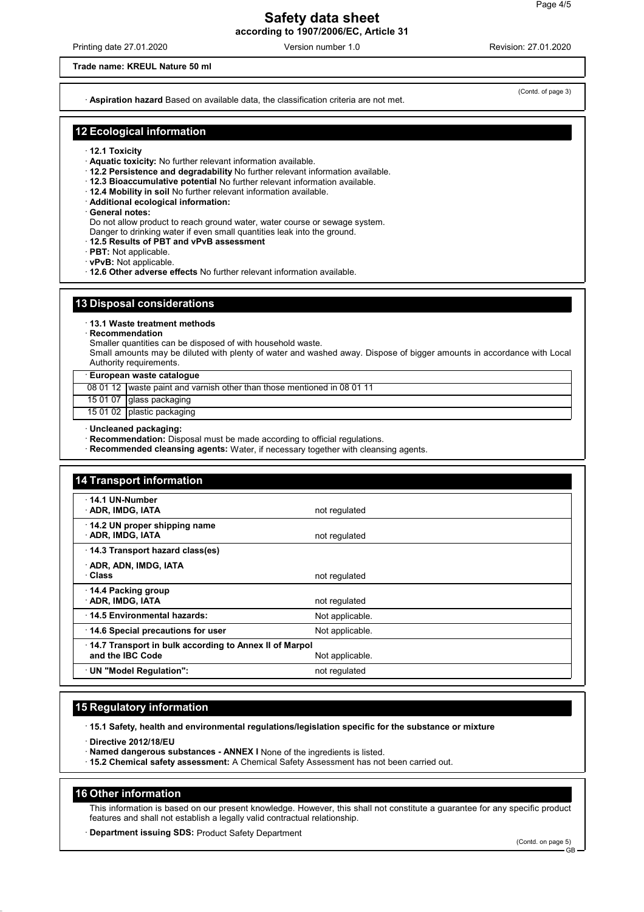Trade name: KREUL Nature 50 ml

(Contd. of page 3)

· **Aspiration hazard** Based on available data, the classification criteria are not met.

## 12 Ecological information

· **12.1 Toxicity**
· **Aquatic toxicity:** No further relevant information available.
· **12.2 Persistence and degradability** No further relevant information available.
· **12.3 Bioaccumulative potential** No further relevant information available.
· **12.4 Mobility in soil** No further relevant information available.
· **Additional ecological information:**
· **General notes:**
Do not allow product to reach ground water, water course or sewage system.
Danger to drinking water if even small quantities leak into the ground.
· **12.5 Results of PBT and vPvB assessment**
· **PBT:** Not applicable.
· **vPvB:** Not applicable.
· **12.6 Other adverse effects** No further relevant information available.

## 13 Disposal considerations

· **13.1 Waste treatment methods**
· **Recommendation**
Smaller quantities can be disposed of with household waste.
Small amounts may be diluted with plenty of water and washed away. Dispose of bigger amounts in accordance with Local Authority requirements.

| · **European waste catalogue** | |
|---|---|
| 08 01 12 | waste paint and varnish other than those mentioned in 08 01 11 |
| 15 01 07 | glass packaging |
| 15 01 02 | plastic packaging |

· **Uncleaned packaging:**
· **Recommendation:** Disposal must be made according to official regulations.
· **Recommended cleansing agents:** Water, if necessary together with cleansing agents.

## 14 Transport information

| | |
|---|---|
| · **14.1 UN-Number**<br>· **ADR, IMDG, IATA** | not regulated |
| · **14.2 UN proper shipping name**<br>· **ADR, IMDG, IATA** | not regulated |
| · **14.3 Transport hazard class(es)**<br>· **ADR, ADN, IMDG, IATA**<br>· **Class** | not regulated |
| · **14.4 Packing group**<br>· **ADR, IMDG, IATA** | not regulated |
| · **14.5 Environmental hazards:** | Not applicable. |
| · **14.6 Special precautions for user** | Not applicable. |
| · **14.7 Transport in bulk according to Annex II of Marpol and the IBC Code** | Not applicable. |
| · **UN "Model Regulation":** | not regulated |

## 15 Regulatory information

· **15.1 Safety, health and environmental regulations/legislation specific for the substance or mixture**

· **Directive 2012/18/EU**
· **Named dangerous substances - ANNEX I** None of the ingredients is listed.
· **15.2 Chemical safety assessment:** A Chemical Safety Assessment has not been carried out.

## 16 Other information

This information is based on our present knowledge. However, this shall not constitute a guarantee for any specific product features and shall not establish a legally valid contractual relationship.

· **Department issuing SDS:** Product Safety Department

(Contd. on page 5)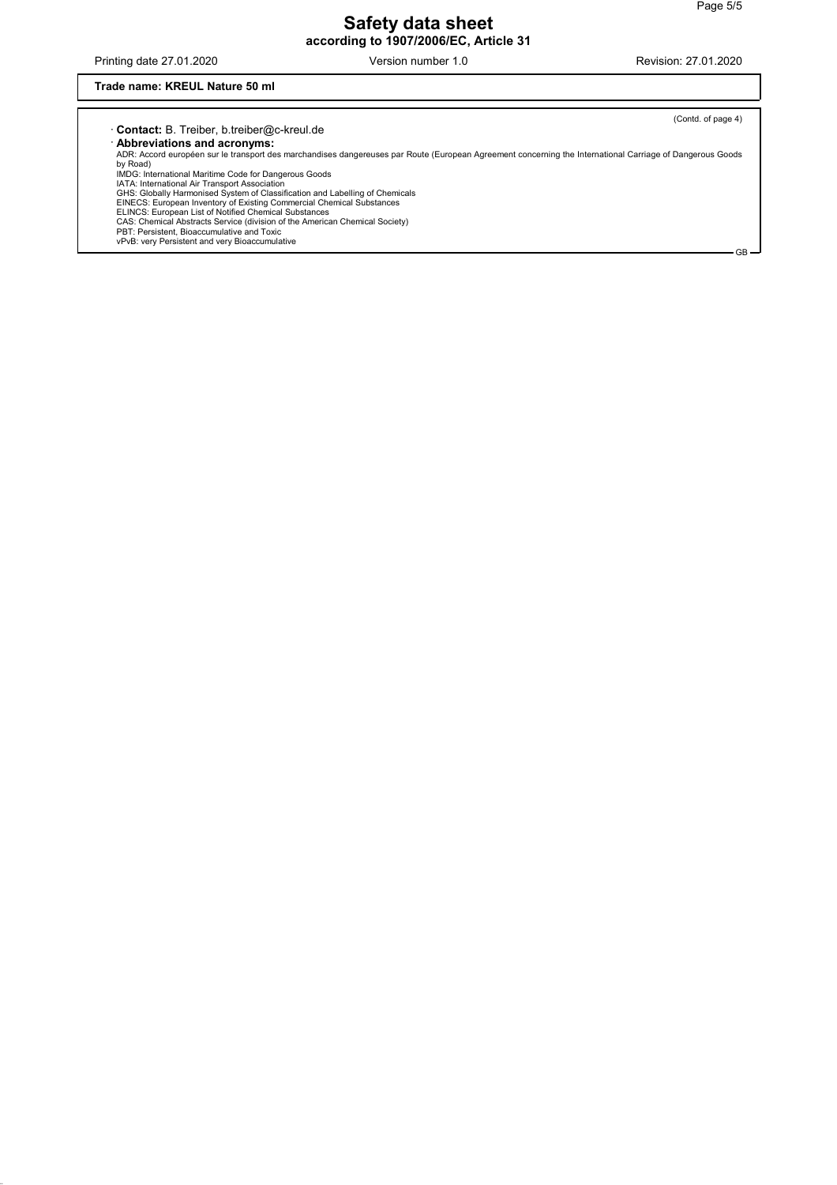(Contd. of page 4)

· **Contact:** B. Treiber, b.treiber@c-kreul.de

· **Abbreviations and acronyms:**

ADR: Accord européen sur le transport des marchandises dangereuses par Route (European Agreement concerning the International Carriage of Dangerous Goods by Road)
IMDG: International Maritime Code for Dangerous Goods
IATA: International Air Transport Association
GHS: Globally Harmonised System of Classification and Labelling of Chemicals
EINECS: European Inventory of Existing Commercial Chemical Substances
ELINCS: European List of Notified Chemical Substances
CAS: Chemical Abstracts Service (division of the American Chemical Society)
PBT: Persistent, Bioaccumulative and Toxic
vPvB: very Persistent and very Bioaccumulative